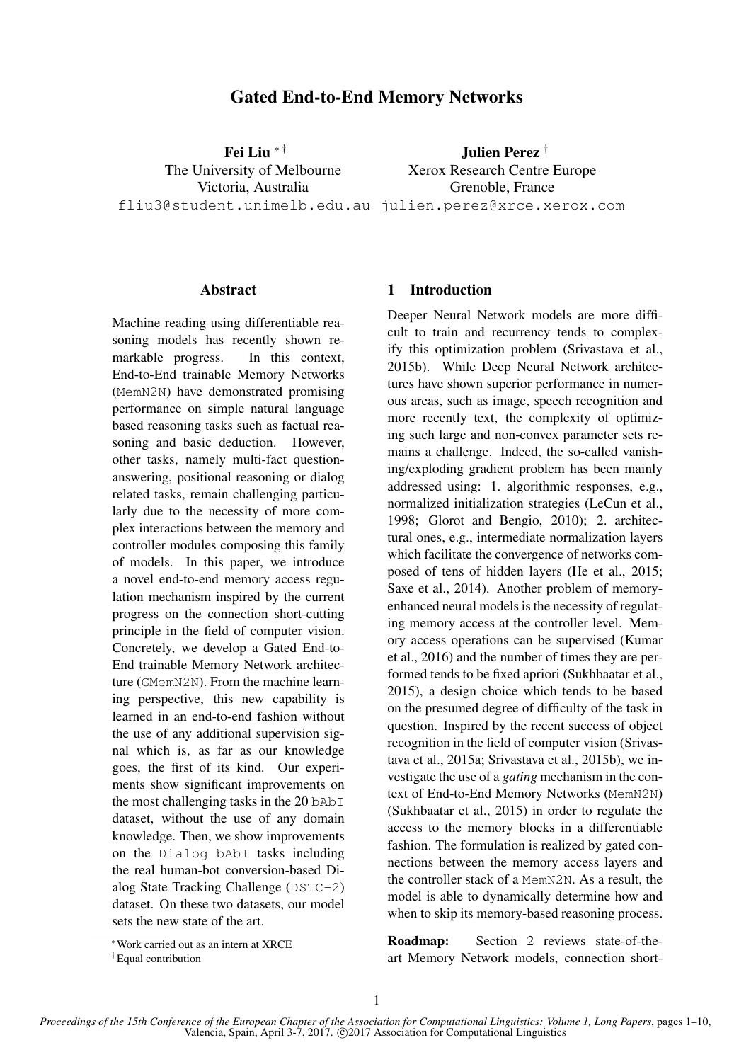# Gated End-to-End Memory Networks

**Fei Liu** [*] [†]
The University of Melbourne
Victoria, Australia
fliu3@student.unimelb.edu.au

**Julien Perez** [†]
Xerox Research Centre Europe
Grenoble, France
julien.perez@xrce.xerox.com

## Abstract

Machine reading using differentiable reasoning models has recently shown remarkable progress. In this context, End-to-End trainable Memory Networks (MemN2N) have demonstrated promising performance on simple natural language based reasoning tasks such as factual reasoning and basic deduction. However, other tasks, namely multi-fact question-answering, positional reasoning or dialog related tasks, remain challenging particularly due to the necessity of more complex interactions between the memory and controller modules composing this family of models. In this paper, we introduce a novel end-to-end memory access regulation mechanism inspired by the current progress on the connection short-cutting principle in the field of computer vision. Concretely, we develop a Gated End-to-End trainable Memory Network architecture (GMemN2N). From the machine learning perspective, this new capability is learned in an end-to-end fashion without the use of any additional supervision signal which is, as far as our knowledge goes, the first of its kind. Our experiments show significant improvements on the most challenging tasks in the 20 bAbI dataset, without the use of any domain knowledge. Then, we show improvements on the Dialog bAbI tasks including the real human-bot conversion-based Dialog State Tracking Challenge (DSTC-2) dataset. On these two datasets, our model sets the new state of the art.

[*] Work carried out as an intern at XRCE
[†] Equal contribution

## 1 Introduction

Deeper Neural Network models are more difficult to train and recurrency tends to complexify this optimization problem (Srivastava et al., 2015b). While Deep Neural Network architectures have shown superior performance in numerous areas, such as image, speech recognition and more recently text, the complexity of optimizing such large and non-convex parameter sets remains a challenge. Indeed, the so-called vanishing/exploding gradient problem has been mainly addressed using: 1. algorithmic responses, e.g., normalized initialization strategies (LeCun et al., 1998; Glorot and Bengio, 2010); 2. architectural ones, e.g., intermediate normalization layers which facilitate the convergence of networks composed of tens of hidden layers (He et al., 2015; Saxe et al., 2014). Another problem of memory-enhanced neural models is the necessity of regulating memory access at the controller level. Memory access operations can be supervised (Kumar et al., 2016) and the number of times they are performed tends to be fixed apriori (Sukhbaatar et al., 2015), a design choice which tends to be based on the presumed degree of difficulty of the task in question. Inspired by the recent success of object recognition in the field of computer vision (Srivastava et al., 2015a; Srivastava et al., 2015b), we investigate the use of a *gating* mechanism in the context of End-to-End Memory Networks (MemN2N) (Sukhbaatar et al., 2015) in order to regulate the access to the memory blocks in a differentiable fashion. The formulation is realized by gated connections between the memory access layers and the controller stack of a MemN2N. As a result, the model is able to dynamically determine how and when to skip its memory-based reasoning process.

**Roadmap:** Section 2 reviews state-of-the-art Memory Network models, connection short-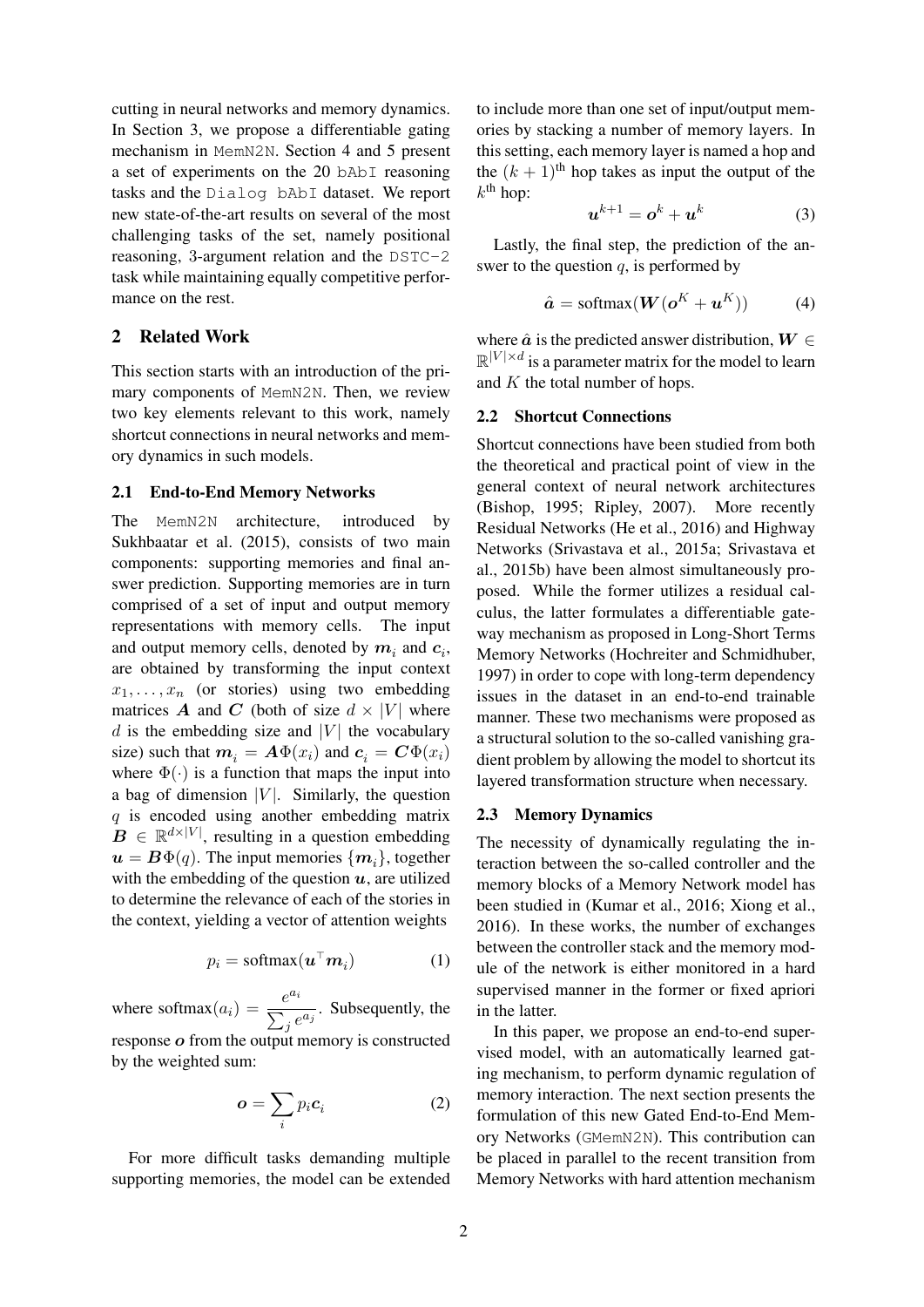cutting in neural networks and memory dynamics. In Section 3, we propose a differentiable gating mechanism in MemN2N. Section 4 and 5 present a set of experiments on the 20 bAbI reasoning tasks and the Dialog bAbI dataset. We report new state-of-the-art results on several of the most challenging tasks of the set, namely positional reasoning, 3-argument relation and the DSTC-2 task while maintaining equally competitive performance on the rest.

## 2 Related Work

This section starts with an introduction of the primary components of MemN2N. Then, we review two key elements relevant to this work, namely shortcut connections in neural networks and memory dynamics in such models.

### 2.1 End-to-End Memory Networks

The MemN2N architecture, introduced by Sukhbaatar et al. (2015), consists of two main components: supporting memories and final answer prediction. Supporting memories are in turn comprised of a set of input and output memory representations with memory cells. The input and output memory cells, denoted by $\boldsymbol{m}_i$ and $\boldsymbol{c}_i$, are obtained by transforming the input context $x_1, \ldots, x_n$ (or stories) using two embedding matrices $\boldsymbol{A}$ and $\boldsymbol{C}$ (both of size $d \times |V|$ where $d$ is the embedding size and $|V|$ the vocabulary size) such that $\boldsymbol{m}_i = \boldsymbol{A}\Phi(x_i)$ and $\boldsymbol{c}_i = \boldsymbol{C}\Phi(x_i)$ where $\Phi(\cdot)$ is a function that maps the input into a bag of dimension $|V|$. Similarly, the question $q$ is encoded using another embedding matrix $\boldsymbol{B} \in \mathbb{R}^{d \times |V|}$, resulting in a question embedding $\boldsymbol{u} = \boldsymbol{B}\Phi(q)$. The input memories $\{\boldsymbol{m}_i\}$, together with the embedding of the question $\boldsymbol{u}$, are utilized to determine the relevance of each of the stories in the context, yielding a vector of attention weights

$$p_i = \text{softmax}(\boldsymbol{u}^\top \boldsymbol{m}_i) \tag{1}$$

where $\text{softmax}(a_i) = \frac{e^{a_i}}{\sum_j e^{a_j}}$. Subsequently, the response $\boldsymbol{o}$ from the output memory is constructed by the weighted sum:

$$\boldsymbol{o} = \sum_i p_i \boldsymbol{c}_i \tag{2}$$

For more difficult tasks demanding multiple supporting memories, the model can be extended to include more than one set of input/output memories by stacking a number of memory layers. In this setting, each memory layer is named a hop and the $(k+1)^{\text{th}}$ hop takes as input the output of the $k^{\text{th}}$ hop:

$$\boldsymbol{u}^{k+1} = \boldsymbol{o}^k + \boldsymbol{u}^k \tag{3}$$

Lastly, the final step, the prediction of the answer to the question $q$, is performed by

$$\hat{\boldsymbol{a}} = \text{softmax}(\boldsymbol{W}(\boldsymbol{o}^K + \boldsymbol{u}^K)) \tag{4}$$

where $\hat{\boldsymbol{a}}$ is the predicted answer distribution, $\boldsymbol{W} \in \mathbb{R}^{|V| \times d}$ is a parameter matrix for the model to learn and $K$ the total number of hops.

### 2.2 Shortcut Connections

Shortcut connections have been studied from both the theoretical and practical point of view in the general context of neural network architectures (Bishop, 1995; Ripley, 2007). More recently Residual Networks (He et al., 2016) and Highway Networks (Srivastava et al., 2015a; Srivastava et al., 2015b) have been almost simultaneously proposed. While the former utilizes a residual calculus, the latter formulates a differentiable gateway mechanism as proposed in Long-Short Terms Memory Networks (Hochreiter and Schmidhuber, 1997) in order to cope with long-term dependency issues in the dataset in an end-to-end trainable manner. These two mechanisms were proposed as a structural solution to the so-called vanishing gradient problem by allowing the model to shortcut its layered transformation structure when necessary.

### 2.3 Memory Dynamics

The necessity of dynamically regulating the interaction between the so-called controller and the memory blocks of a Memory Network model has been studied in (Kumar et al., 2016; Xiong et al., 2016). In these works, the number of exchanges between the controller stack and the memory module of the network is either monitored in a hard supervised manner in the former or fixed apriori in the latter.

In this paper, we propose an end-to-end supervised model, with an automatically learned gating mechanism, to perform dynamic regulation of memory interaction. The next section presents the formulation of this new Gated End-to-End Memory Networks (GMemN2N). This contribution can be placed in parallel to the recent transition from Memory Networks with hard attention mechanism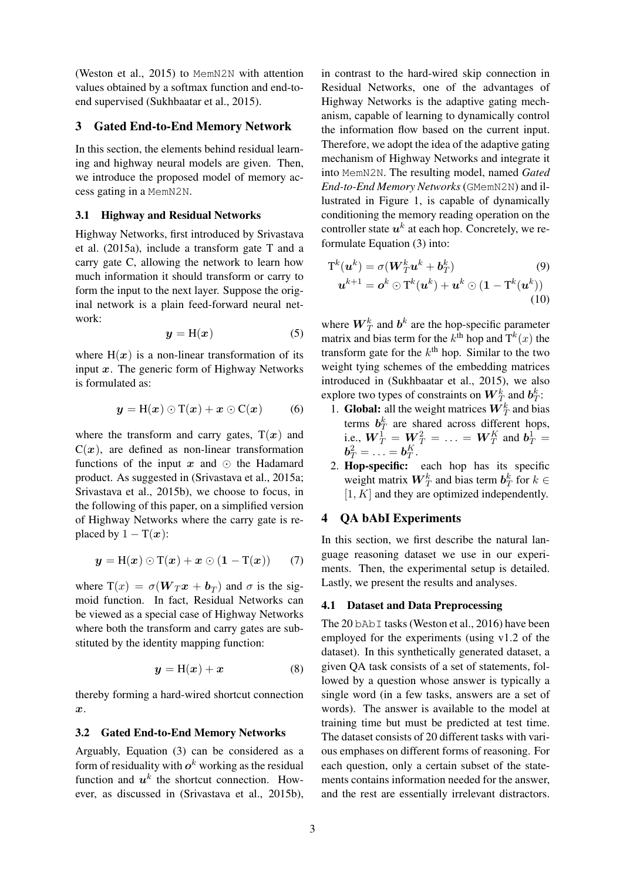(Weston et al., 2015) to MemN2N with attention values obtained by a softmax function and end-to-end supervised (Sukhbaatar et al., 2015).

## 3 Gated End-to-End Memory Network

In this section, the elements behind residual learning and highway neural models are given. Then, we introduce the proposed model of memory access gating in a MemN2N.

### 3.1 Highway and Residual Networks

Highway Networks, first introduced by Srivastava et al. (2015a), include a transform gate T and a carry gate C, allowing the network to learn how much information it should transform or carry to form the input to the next layer. Suppose the original network is a plain feed-forward neural network:

$$\boldsymbol{y} = \mathrm{H}(\boldsymbol{x}) \tag{5}$$

where $\mathrm{H}(\boldsymbol{x})$ is a non-linear transformation of its input $\boldsymbol{x}$. The generic form of Highway Networks is formulated as:

$$\boldsymbol{y} = \mathrm{H}(\boldsymbol{x}) \odot \mathrm{T}(\boldsymbol{x}) + \boldsymbol{x} \odot \mathrm{C}(\boldsymbol{x}) \tag{6}$$

where the transform and carry gates, $\mathrm{T}(\boldsymbol{x})$ and $\mathrm{C}(\boldsymbol{x})$, are defined as non-linear transformation functions of the input $\boldsymbol{x}$ and $\odot$ the Hadamard product. As suggested in (Srivastava et al., 2015a; Srivastava et al., 2015b), we choose to focus, in the following of this paper, on a simplified version of Highway Networks where the carry gate is replaced by $1 - \mathrm{T}(\boldsymbol{x})$:

$$\boldsymbol{y} = \mathrm{H}(\boldsymbol{x}) \odot \mathrm{T}(\boldsymbol{x}) + \boldsymbol{x} \odot (\mathbf{1} - \mathrm{T}(\boldsymbol{x})) \tag{7}$$

where $\mathrm{T}(x) = \sigma(\boldsymbol{W}_T \boldsymbol{x} + \boldsymbol{b}_T)$ and $\sigma$ is the sigmoid function. In fact, Residual Networks can be viewed as a special case of Highway Networks where both the transform and carry gates are substituted by the identity mapping function:

$$\boldsymbol{y} = \mathrm{H}(\boldsymbol{x}) + \boldsymbol{x} \tag{8}$$

thereby forming a hard-wired shortcut connection $\boldsymbol{x}$.

### 3.2 Gated End-to-End Memory Networks

Arguably, Equation (3) can be considered as a form of residuality with $\boldsymbol{o}^k$ working as the residual function and $\boldsymbol{u}^k$ the shortcut connection. However, as discussed in (Srivastava et al., 2015b), in contrast to the hard-wired skip connection in Residual Networks, one of the advantages of Highway Networks is the adaptive gating mechanism, capable of learning to dynamically control the information flow based on the current input. Therefore, we adopt the idea of the adaptive gating mechanism of Highway Networks and integrate it into MemN2N. The resulting model, named *Gated End-to-End Memory Networks* (GMemN2N) and illustrated in Figure 1, is capable of dynamically conditioning the memory reading operation on the controller state $\boldsymbol{u}^k$ at each hop. Concretely, we reformulate Equation (3) into:

$$\mathrm{T}^k(\boldsymbol{u}^k) = \sigma(\boldsymbol{W}_T^k \boldsymbol{u}^k + \boldsymbol{b}_T^k) \tag{9}$$

$$\boldsymbol{u}^{k+1} = \boldsymbol{o}^k \odot \mathrm{T}^k(\boldsymbol{u}^k) + \boldsymbol{u}^k \odot (\mathbf{1} - \mathrm{T}^k(\boldsymbol{u}^k)) \tag{10}$$

where $\boldsymbol{W}_T^k$ and $\boldsymbol{b}^k$ are the hop-specific parameter matrix and bias term for the $k^{\text{th}}$ hop and $\mathrm{T}^k(x)$ the transform gate for the $k^{\text{th}}$ hop. Similar to the two weight tying schemes of the embedding matrices introduced in (Sukhbaatar et al., 2015), we also explore two types of constraints on $\boldsymbol{W}_T^k$ and $\boldsymbol{b}_T^k$:

1. **Global:** all the weight matrices $\boldsymbol{W}_T^k$ and bias terms $\boldsymbol{b}_T^k$ are shared across different hops, i.e., $\boldsymbol{W}_T^1 = \boldsymbol{W}_T^2 = \ldots = \boldsymbol{W}_T^K$ and $\boldsymbol{b}_T^1 = \boldsymbol{b}_T^2 = \ldots = \boldsymbol{b}_T^K$.
2. **Hop-specific:** each hop has its specific weight matrix $\boldsymbol{W}_T^k$ and bias term $\boldsymbol{b}_T^k$ for $k \in [1, K]$ and they are optimized independently.

## 4 QA bAbI Experiments

In this section, we first describe the natural language reasoning dataset we use in our experiments. Then, the experimental setup is detailed. Lastly, we present the results and analyses.

### 4.1 Dataset and Data Preprocessing

The 20 bAbI tasks (Weston et al., 2016) have been employed for the experiments (using v1.2 of the dataset). In this synthetically generated dataset, a given QA task consists of a set of statements, followed by a question whose answer is typically a single word (in a few tasks, answers are a set of words). The answer is available to the model at training time but must be predicted at test time. The dataset consists of 20 different tasks with various emphases on different forms of reasoning. For each question, only a certain subset of the statements contains information needed for the answer, and the rest are essentially irrelevant distractors.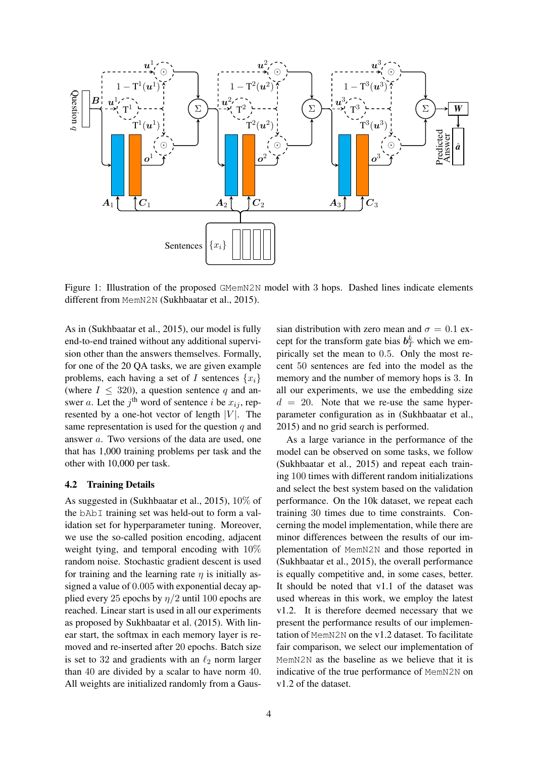Figure 1: Illustration of the proposed GMemN2N model with 3 hops. Dashed lines indicate elements different from MemN2N (Sukhbaatar et al., 2015).

As in (Sukhbaatar et al., 2015), our model is fully end-to-end trained without any additional supervision other than the answers themselves. Formally, for one of the 20 QA tasks, we are given example problems, each having a set of $I$ sentences $\{x_i\}$ (where $I \leq 320$), a question sentence $q$ and answer $a$. Let the $j^{\text{th}}$ word of sentence $i$ be $x_{ij}$, represented by a one-hot vector of length $|V|$. The same representation is used for the question $q$ and answer $a$. Two versions of the data are used, one that has 1,000 training problems per task and the other with 10,000 per task.

## 4.2 Training Details

As suggested in (Sukhbaatar et al., 2015), 10% of the bAbI training set was held-out to form a validation set for hyperparameter tuning. Moreover, we use the so-called position encoding, adjacent weight tying, and temporal encoding with 10% random noise. Stochastic gradient descent is used for training and the learning rate $\eta$ is initially assigned a value of 0.005 with exponential decay applied every 25 epochs by $\eta/2$ until 100 epochs are reached. Linear start is used in all our experiments as proposed by Sukhbaatar et al. (2015). With linear start, the softmax in each memory layer is removed and re-inserted after 20 epochs. Batch size is set to 32 and gradients with an $\ell_2$ norm larger than 40 are divided by a scalar to have norm 40. All weights are initialized randomly from a Gaussian distribution with zero mean and $\sigma = 0.1$ except for the transform gate bias $\boldsymbol{b}_T^k$ which we empirically set the mean to 0.5. Only the most recent 50 sentences are fed into the model as the memory and the number of memory hops is 3. In all our experiments, we use the embedding size $d = 20$. Note that we re-use the same hyperparameter configuration as in (Sukhbaatar et al., 2015) and no grid search is performed.

As a large variance in the performance of the model can be observed on some tasks, we follow (Sukhbaatar et al., 2015) and repeat each training 100 times with different random initializations and select the best system based on the validation performance. On the 10k dataset, we repeat each training 30 times due to time constraints. Concerning the model implementation, while there are minor differences between the results of our implementation of MemN2N and those reported in (Sukhbaatar et al., 2015), the overall performance is equally competitive and, in some cases, better. It should be noted that v1.1 of the dataset was used whereas in this work, we employ the latest v1.2. It is therefore deemed necessary that we present the performance results of our implementation of MemN2N on the v1.2 dataset. To facilitate fair comparison, we select our implementation of MemN2N as the baseline as we believe that it is indicative of the true performance of MemN2N on v1.2 of the dataset.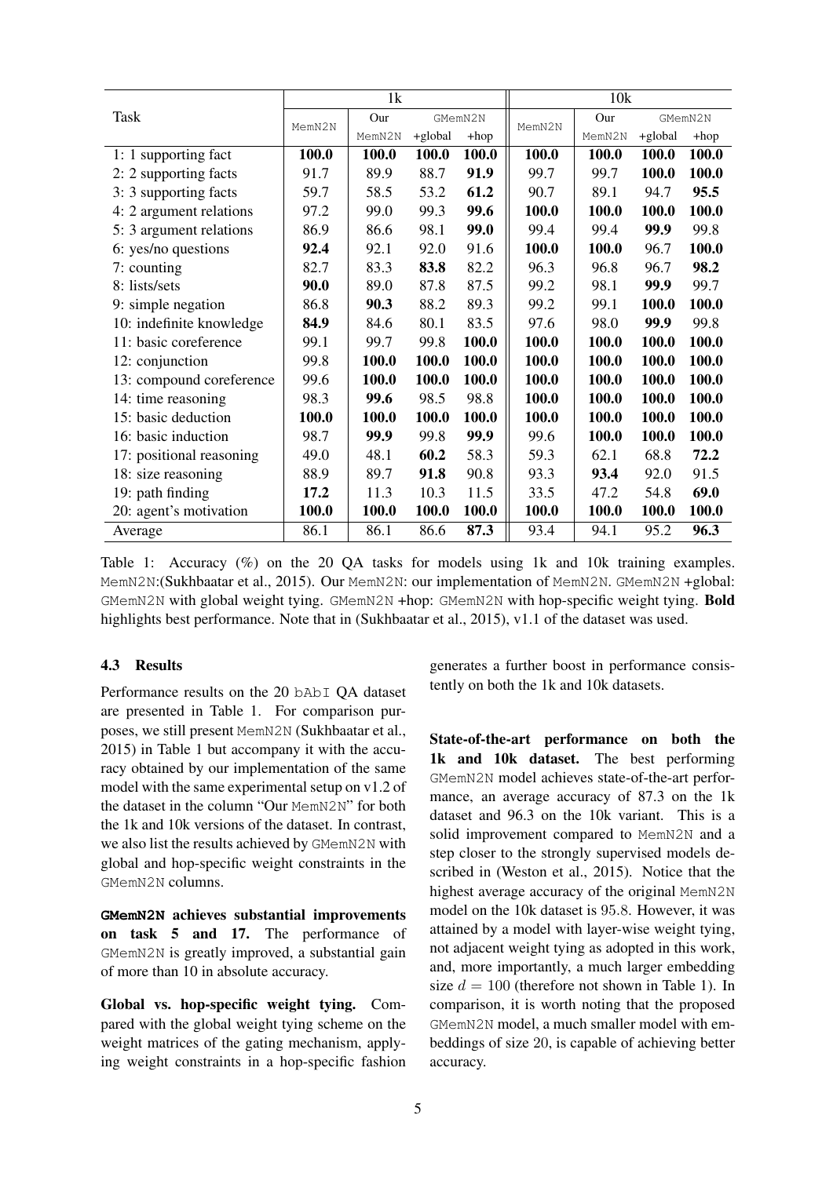| Task | 1k | | | | 10k | | | |
|---|---|---|---|---|---|---|---|---|
| | MemN2N | Our MemN2N | GMemN2N +global | GMemN2N +hop | MemN2N | Our MemN2N | GMemN2N +global | GMemN2N +hop |
| 1: 1 supporting fact | **100.0** | **100.0** | **100.0** | **100.0** | **100.0** | **100.0** | **100.0** | **100.0** |
| 2: 2 supporting facts | 91.7 | 89.9 | 88.7 | **91.9** | 99.7 | 99.7 | **100.0** | **100.0** |
| 3: 3 supporting facts | 59.7 | 58.5 | 53.2 | **61.2** | 90.7 | 89.1 | 94.7 | **95.5** |
| 4: 2 argument relations | 97.2 | 99.0 | 99.3 | **99.6** | **100.0** | **100.0** | **100.0** | **100.0** |
| 5: 3 argument relations | 86.9 | 86.6 | 98.1 | **99.0** | 99.4 | 99.4 | **99.9** | 99.8 |
| 6: yes/no questions | **92.4** | 92.1 | 92.0 | 91.6 | **100.0** | **100.0** | 96.7 | **100.0** |
| 7: counting | 82.7 | 83.3 | **83.8** | 82.2 | 96.3 | 96.8 | 96.7 | **98.2** |
| 8: lists/sets | **90.0** | 89.0 | 87.8 | 87.5 | 99.2 | 98.1 | **99.9** | 99.7 |
| 9: simple negation | 86.8 | **90.3** | 88.2 | 89.3 | 99.2 | 99.1 | **100.0** | **100.0** |
| 10: indefinite knowledge | **84.9** | 84.6 | 80.1 | 83.5 | 97.6 | 98.0 | **99.9** | 99.8 |
| 11: basic coreference | 99.1 | 99.7 | 99.8 | **100.0** | **100.0** | **100.0** | **100.0** | **100.0** |
| 12: conjunction | 99.8 | **100.0** | **100.0** | **100.0** | **100.0** | **100.0** | **100.0** | **100.0** |
| 13: compound coreference | 99.6 | **100.0** | **100.0** | **100.0** | **100.0** | **100.0** | **100.0** | **100.0** |
| 14: time reasoning | 98.3 | **99.6** | 98.5 | 98.8 | **100.0** | **100.0** | **100.0** | **100.0** |
| 15: basic deduction | **100.0** | **100.0** | **100.0** | **100.0** | **100.0** | **100.0** | **100.0** | **100.0** |
| 16: basic induction | 98.7 | **99.9** | 99.8 | **99.9** | 99.6 | **100.0** | **100.0** | **100.0** |
| 17: positional reasoning | 49.0 | 48.1 | **60.2** | 58.3 | 59.3 | 62.1 | 68.8 | **72.2** |
| 18: size reasoning | 88.9 | 89.7 | **91.8** | 90.8 | 93.3 | **93.4** | 92.0 | 91.5 |
| 19: path finding | **17.2** | 11.3 | 10.3 | 11.5 | 33.5 | 47.2 | 54.8 | **69.0** |
| 20: agent's motivation | **100.0** | **100.0** | **100.0** | **100.0** | **100.0** | **100.0** | **100.0** | **100.0** |
| Average | 86.1 | 86.1 | 86.6 | **87.3** | 93.4 | 94.1 | 95.2 | **96.3** |

Table 1: Accuracy (%) on the 20 QA tasks for models using 1k and 10k training examples. MemN2N:(Sukhbaatar et al., 2015). Our MemN2N: our implementation of MemN2N. GMemN2N +global: GMemN2N with global weight tying. GMemN2N +hop: GMemN2N with hop-specific weight tying. **Bold** highlights best performance. Note that in (Sukhbaatar et al., 2015), v1.1 of the dataset was used.

### 4.3 Results

Performance results on the 20 bAbI QA dataset are presented in Table 1. For comparison purposes, we still present MemN2N (Sukhbaatar et al., 2015) in Table 1 but accompany it with the accuracy obtained by our implementation of the same model with the same experimental setup on v1.2 of the dataset in the column "Our MemN2N" for both the 1k and 10k versions of the dataset. In contrast, we also list the results achieved by GMemN2N with global and hop-specific weight constraints in the GMemN2N columns.

**GMemN2N achieves substantial improvements on task 5 and 17.** The performance of GMemN2N is greatly improved, a substantial gain of more than 10 in absolute accuracy.

**Global vs. hop-specific weight tying.** Compared with the global weight tying scheme on the weight matrices of the gating mechanism, applying weight constraints in a hop-specific fashion generates a further boost in performance consistently on both the 1k and 10k datasets.

**State-of-the-art performance on both the 1k and 10k dataset.** The best performing GMemN2N model achieves state-of-the-art performance, an average accuracy of 87.3 on the 1k dataset and 96.3 on the 10k variant. This is a solid improvement compared to MemN2N and a step closer to the strongly supervised models described in (Weston et al., 2015). Notice that the highest average accuracy of the original MemN2N model on the 10k dataset is 95.8. However, it was attained by a model with layer-wise weight tying, not adjacent weight tying as adopted in this work, and, more importantly, a much larger embedding size $d = 100$ (therefore not shown in Table 1). In comparison, it is worth noting that the proposed GMemN2N model, a much smaller model with embeddings of size 20, is capable of achieving better accuracy.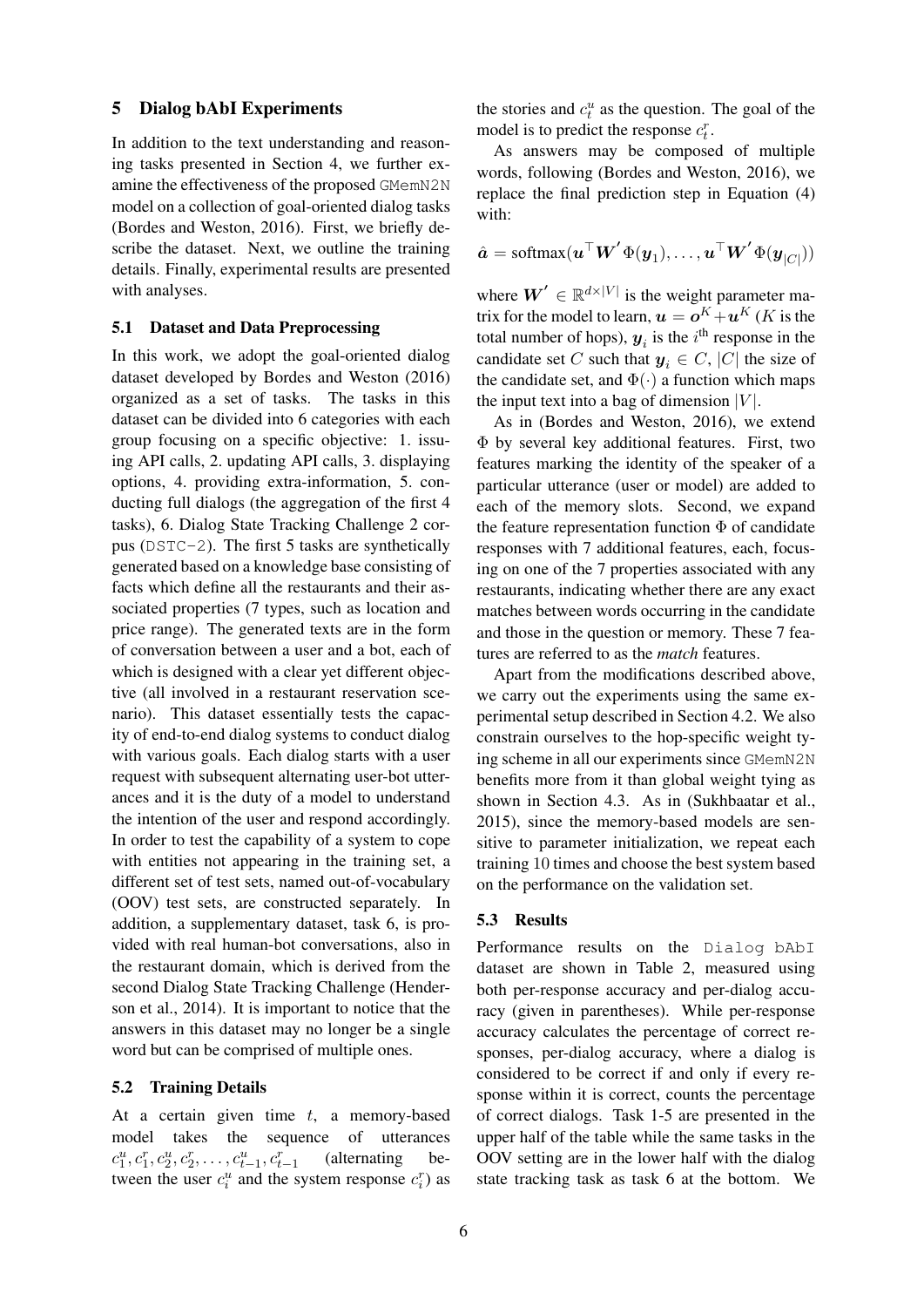## 5 Dialog bAbI Experiments

In addition to the text understanding and reasoning tasks presented in Section 4, we further examine the effectiveness of the proposed `GMemN2N` model on a collection of goal-oriented dialog tasks (Bordes and Weston, 2016). First, we briefly describe the dataset. Next, we outline the training details. Finally, experimental results are presented with analyses.

### 5.1 Dataset and Data Preprocessing

In this work, we adopt the goal-oriented dialog dataset developed by Bordes and Weston (2016) organized as a set of tasks. The tasks in this dataset can be divided into 6 categories with each group focusing on a specific objective: 1. issuing API calls, 2. updating API calls, 3. displaying options, 4. providing extra-information, 5. conducting full dialogs (the aggregation of the first 4 tasks), 6. Dialog State Tracking Challenge 2 corpus (`DSTC-2`). The first 5 tasks are synthetically generated based on a knowledge base consisting of facts which define all the restaurants and their associated properties (7 types, such as location and price range). The generated texts are in the form of conversation between a user and a bot, each of which is designed with a clear yet different objective (all involved in a restaurant reservation scenario). This dataset essentially tests the capacity of end-to-end dialog systems to conduct dialog with various goals. Each dialog starts with a user request with subsequent alternating user-bot utterances and it is the duty of a model to understand the intention of the user and respond accordingly. In order to test the capability of a system to cope with entities not appearing in the training set, a different set of test sets, named out-of-vocabulary (OOV) test sets, are constructed separately. In addition, a supplementary dataset, task 6, is provided with real human-bot conversations, also in the restaurant domain, which is derived from the second Dialog State Tracking Challenge (Henderson et al., 2014). It is important to notice that the answers in this dataset may no longer be a single word but can be comprised of multiple ones.

### 5.2 Training Details

At a certain given time $t$, a memory-based model takes the sequence of utterances $c_1^u, c_1^r, c_2^u, c_2^r, \ldots, c_{t-1}^u, c_{t-1}^r$ (alternating between the user $c_i^u$ and the system response $c_i^r$) as the stories and $c_t^u$ as the question. The goal of the model is to predict the response $c_t^r$.

As answers may be composed of multiple words, following (Bordes and Weston, 2016), we replace the final prediction step in Equation (4) with:

$$\hat{\boldsymbol{a}} = \text{softmax}(\boldsymbol{u}^\top \boldsymbol{W}' \Phi(\boldsymbol{y}_1), \ldots, \boldsymbol{u}^\top \boldsymbol{W}' \Phi(\boldsymbol{y}_{|C|}))$$

where $\boldsymbol{W}' \in \mathbb{R}^{d \times |V|}$ is the weight parameter matrix for the model to learn, $\boldsymbol{u} = \boldsymbol{o}^K + \boldsymbol{u}^K$ ($K$ is the total number of hops), $\boldsymbol{y}_i$ is the $i^{\text{th}}$ response in the candidate set $C$ such that $\boldsymbol{y}_i \in C$, $|C|$ the size of the candidate set, and $\Phi(\cdot)$ a function which maps the input text into a bag of dimension $|V|$.

As in (Bordes and Weston, 2016), we extend $\Phi$ by several key additional features. First, two features marking the identity of the speaker of a particular utterance (user or model) are added to each of the memory slots. Second, we expand the feature representation function $\Phi$ of candidate responses with 7 additional features, each, focusing on one of the 7 properties associated with any restaurants, indicating whether there are any exact matches between words occurring in the candidate and those in the question or memory. These 7 features are referred to as the *match* features.

Apart from the modifications described above, we carry out the experiments using the same experimental setup described in Section 4.2. We also constrain ourselves to the hop-specific weight tying scheme in all our experiments since `GMemN2N` benefits more from it than global weight tying as shown in Section 4.3. As in (Sukhbaatar et al., 2015), since the memory-based models are sensitive to parameter initialization, we repeat each training 10 times and choose the best system based on the performance on the validation set.

### 5.3 Results

Performance results on the `Dialog bAbI` dataset are shown in Table 2, measured using both per-response accuracy and per-dialog accuracy (given in parentheses). While per-response accuracy calculates the percentage of correct responses, per-dialog accuracy, where a dialog is considered to be correct if and only if every response within it is correct, counts the percentage of correct dialogs. Task 1-5 are presented in the upper half of the table while the same tasks in the OOV setting are in the lower half with the dialog state tracking task as task 6 at the bottom. We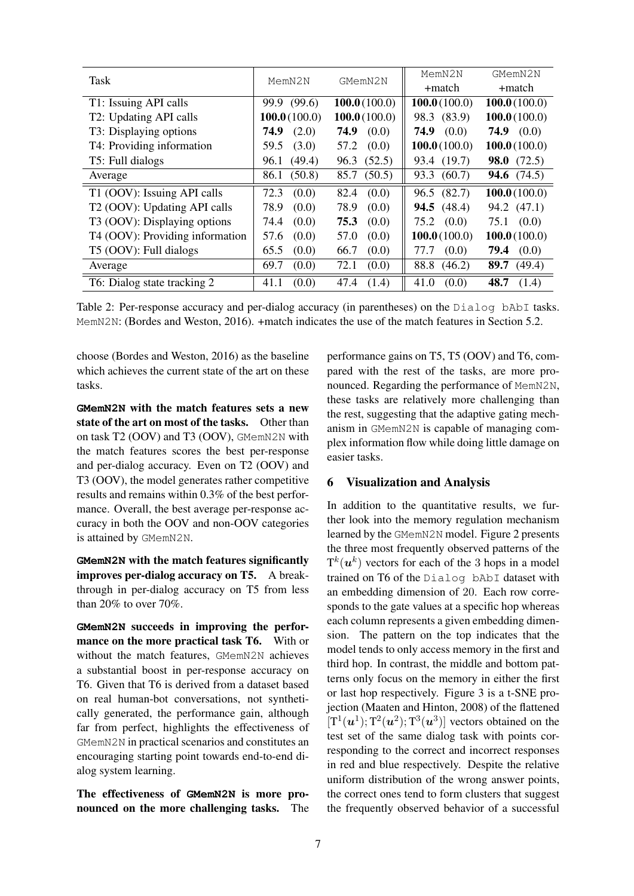| Task | MemN2N | GMemN2N | MemN2N +match | GMemN2N +match |
|---|---|---|---|---|
| T1: Issuing API calls | 99.9 (99.6) | **100.0** (100.0) | **100.0** (100.0) | **100.0** (100.0) |
| T2: Updating API calls | **100.0** (100.0) | **100.0** (100.0) | 98.3 (83.9) | **100.0** (100.0) |
| T3: Displaying options | **74.9** (2.0) | **74.9** (0.0) | **74.9** (0.0) | **74.9** (0.0) |
| T4: Providing information | 59.5 (3.0) | 57.2 (0.0) | **100.0** (100.0) | **100.0** (100.0) |
| T5: Full dialogs | 96.1 (49.4) | 96.3 (52.5) | 93.4 (19.7) | **98.0** (72.5) |
| Average | 86.1 (50.8) | 85.7 (50.5) | 93.3 (60.7) | **94.6** (74.5) |
| T1 (OOV): Issuing API calls | 72.3 (0.0) | 82.4 (0.0) | 96.5 (82.7) | **100.0** (100.0) |
| T2 (OOV): Updating API calls | 78.9 (0.0) | 78.9 (0.0) | **94.5** (48.4) | 94.2 (47.1) |
| T3 (OOV): Displaying options | 74.4 (0.0) | **75.3** (0.0) | 75.2 (0.0) | 75.1 (0.0) |
| T4 (OOV): Providing information | 57.6 (0.0) | 57.0 (0.0) | **100.0** (100.0) | **100.0** (100.0) |
| T5 (OOV): Full dialogs | 65.5 (0.0) | 66.7 (0.0) | 77.7 (0.0) | **79.4** (0.0) |
| Average | 69.7 (0.0) | 72.1 (0.0) | 88.8 (46.2) | **89.7** (49.4) |
| T6: Dialog state tracking 2 | 41.1 (0.0) | 47.4 (1.4) | 41.0 (0.0) | **48.7** (1.4) |

Table 2: Per-response accuracy and per-dialog accuracy (in parentheses) on the Dialog bAbI tasks. MemN2N: (Bordes and Weston, 2016). +match indicates the use of the match features in Section 5.2.

choose (Bordes and Weston, 2016) as the baseline which achieves the current state of the art on these tasks.

**GMemN2N with the match features sets a new state of the art on most of the tasks.** Other than on task T2 (OOV) and T3 (OOV), GMemN2N with the match features scores the best per-response and per-dialog accuracy. Even on T2 (OOV) and T3 (OOV), the model generates rather competitive results and remains within 0.3% of the best performance. Overall, the best average per-response accuracy in both the OOV and non-OOV categories is attained by GMemN2N.

**GMemN2N with the match features significantly improves per-dialog accuracy on T5.** A breakthrough in per-dialog accuracy on T5 from less than 20% to over 70%.

**GMemN2N succeeds in improving the performance on the more practical task T6.** With or without the match features, GMemN2N achieves a substantial boost in per-response accuracy on T6. Given that T6 is derived from a dataset based on real human-bot conversations, not synthetically generated, the performance gain, although far from perfect, highlights the effectiveness of GMemN2N in practical scenarios and constitutes an encouraging starting point towards end-to-end dialog system learning.

**The effectiveness of GMemN2N is more pronounced on the more challenging tasks.** The performance gains on T5, T5 (OOV) and T6, compared with the rest of the tasks, are more pronounced. Regarding the performance of MemN2N, these tasks are relatively more challenging than the rest, suggesting that the adaptive gating mechanism in GMemN2N is capable of managing complex information flow while doing little damage on easier tasks.

## 6 Visualization and Analysis

In addition to the quantitative results, we further look into the memory regulation mechanism learned by the GMemN2N model. Figure 2 presents the three most frequently observed patterns of the $\mathrm{T}^k(\boldsymbol{u}^k)$ vectors for each of the 3 hops in a model trained on T6 of the Dialog bAbI dataset with an embedding dimension of 20. Each row corresponds to the gate values at a specific hop whereas each column represents a given embedding dimension. The pattern on the top indicates that the model tends to only access memory in the first and third hop. In contrast, the middle and bottom patterns only focus on the memory in either the first or last hop respectively. Figure 3 is a t-SNE projection (Maaten and Hinton, 2008) of the flattened $[\mathrm{T}^1(\boldsymbol{u}^1); \mathrm{T}^2(\boldsymbol{u}^2); \mathrm{T}^3(\boldsymbol{u}^3)]$ vectors obtained on the test set of the same dialog task with points corresponding to the correct and incorrect responses in red and blue respectively. Despite the relative uniform distribution of the wrong answer points, the correct ones tend to form clusters that suggest the frequently observed behavior of a successful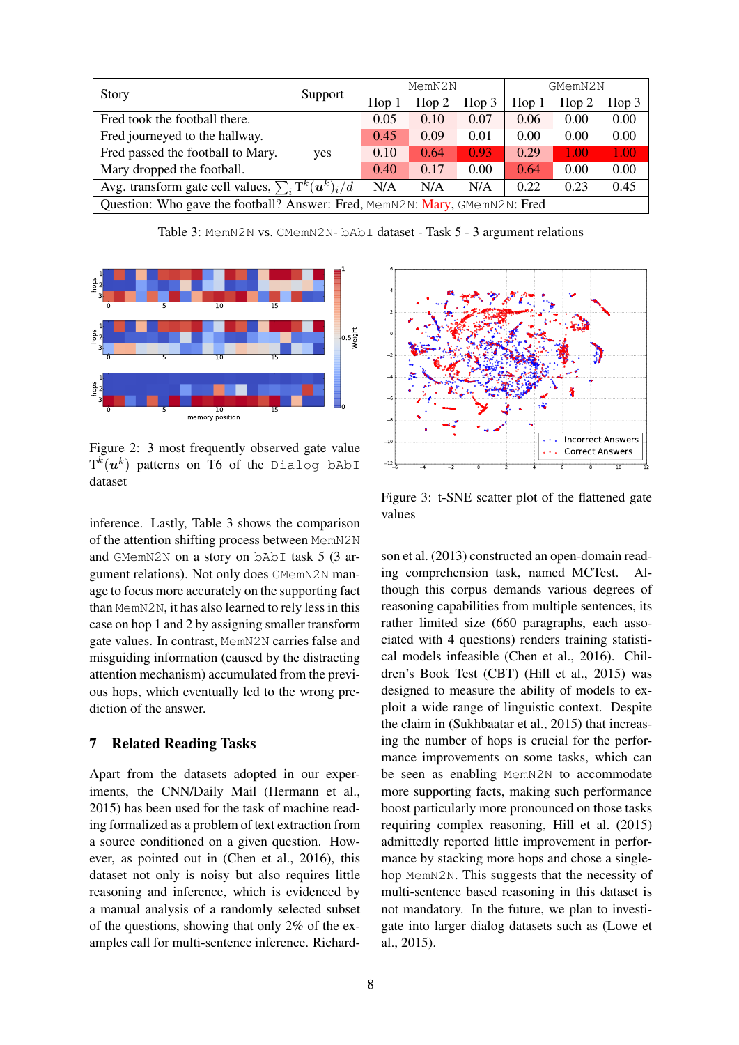| Story | Support | MemN2N | | | GMemN2N | | |
|---|---|---|---|---|---|---|---|
| | | Hop 1 | Hop 2 | Hop 3 | Hop 1 | Hop 2 | Hop 3 |
| Fred took the football there. | | 0.05 | 0.10 | 0.07 | 0.06 | 0.00 | 0.00 |
| Fred journeyed to the hallway. | | 0.45 | 0.09 | 0.01 | 0.00 | 0.00 | 0.00 |
| Fred passed the football to Mary. | yes | 0.10 | 0.64 | 0.93 | 0.29 | 1.00 | 1.00 |
| Mary dropped the football. | | 0.40 | 0.17 | 0.00 | 0.64 | 0.00 | 0.00 |
| Avg. transform gate cell values, $\sum_i \mathrm{T}^k(\boldsymbol{u}^k)_i/d$ | | N/A | N/A | N/A | 0.22 | 0.23 | 0.45 |
| Question: Who gave the football? Answer: Fred, MemN2N: Mary, GMemN2N: Fred | | | | | | | |

Table 3: MemN2N vs. GMemN2N- bAbI dataset - Task 5 - 3 argument relations

Figure 2: 3 most frequently observed gate value $\mathrm{T}^k(\boldsymbol{u}^k)$ patterns on T6 of the Dialog bAbI dataset

Figure 3: t-SNE scatter plot of the flattened gate values

inference. Lastly, Table 3 shows the comparison of the attention shifting process between MemN2N and GMemN2N on a story on bAbI task 5 (3 argument relations). Not only does GMemN2N manage to focus more accurately on the supporting fact than MemN2N, it has also learned to rely less in this case on hop 1 and 2 by assigning smaller transform gate values. In contrast, MemN2N carries false and misguiding information (caused by the distracting attention mechanism) accumulated from the previous hops, which eventually led to the wrong prediction of the answer.

## 7 Related Reading Tasks

Apart from the datasets adopted in our experiments, the CNN/Daily Mail (Hermann et al., 2015) has been used for the task of machine reading formalized as a problem of text extraction from a source conditioned on a given question. However, as pointed out in (Chen et al., 2016), this dataset not only is noisy but also requires little reasoning and inference, which is evidenced by a manual analysis of a randomly selected subset of the questions, showing that only 2% of the examples call for multi-sentence inference. Richardson et al. (2013) constructed an open-domain reading comprehension task, named MCTest. Although this corpus demands various degrees of reasoning capabilities from multiple sentences, its rather limited size (660 paragraphs, each associated with 4 questions) renders training statistical models infeasible (Chen et al., 2016). Children's Book Test (CBT) (Hill et al., 2015) was designed to measure the ability of models to exploit a wide range of linguistic context. Despite the claim in (Sukhbaatar et al., 2015) that increasing the number of hops is crucial for the performance improvements on some tasks, which can be seen as enabling MemN2N to accommodate more supporting facts, making such performance boost particularly more pronounced on those tasks requiring complex reasoning, Hill et al. (2015) admittedly reported little improvement in performance by stacking more hops and chose a single-hop MemN2N. This suggests that the necessity of multi-sentence based reasoning in this dataset is not mandatory. In the future, we plan to investigate into larger dialog datasets such as (Lowe et al., 2015).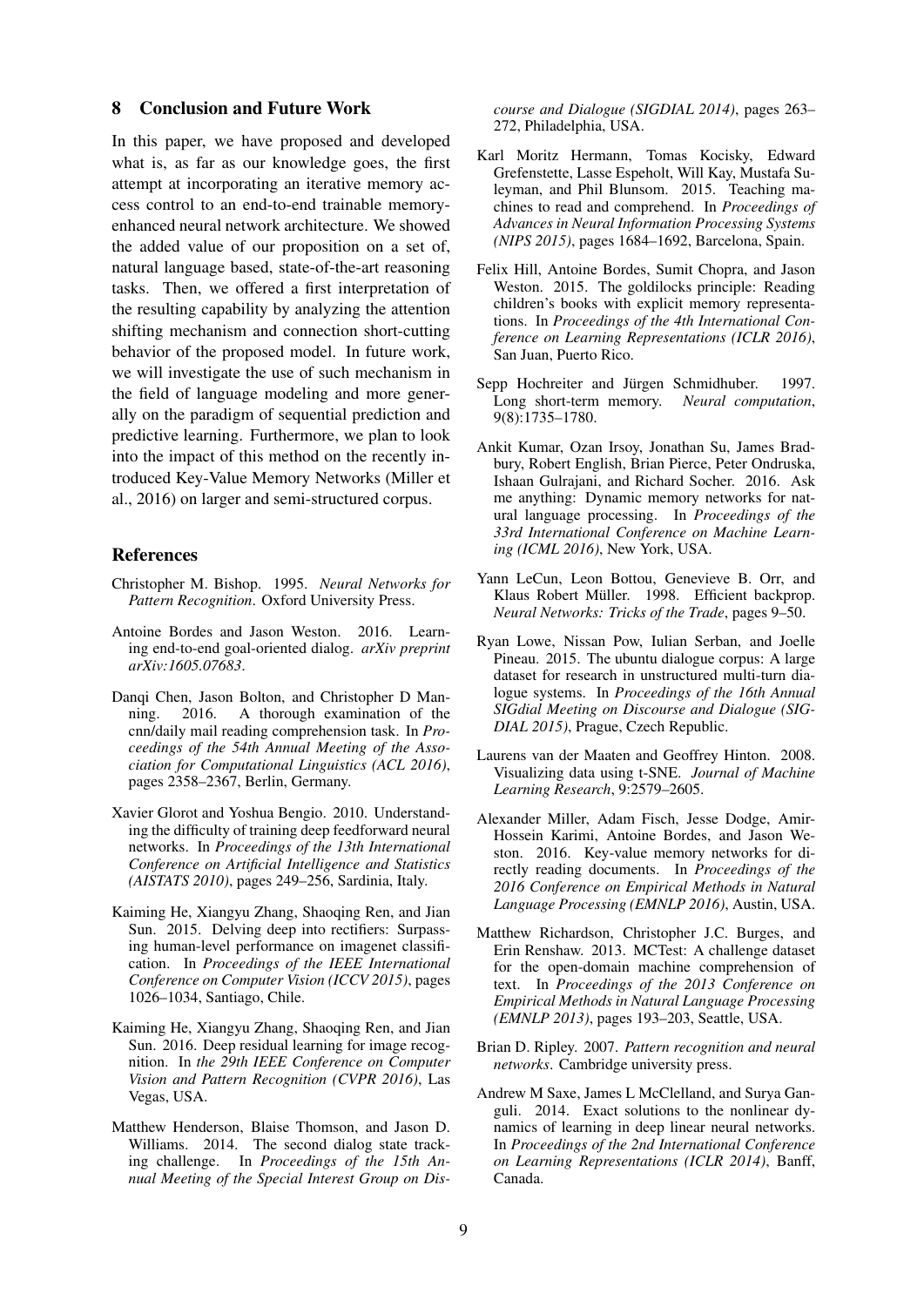## 8 Conclusion and Future Work

In this paper, we have proposed and developed what is, as far as our knowledge goes, the first attempt at incorporating an iterative memory access control to an end-to-end trainable memory-enhanced neural network architecture. We showed the added value of our proposition on a set of, natural language based, state-of-the-art reasoning tasks. Then, we offered a first interpretation of the resulting capability by analyzing the attention shifting mechanism and connection short-cutting behavior of the proposed model. In future work, we will investigate the use of such mechanism in the field of language modeling and more generally on the paradigm of sequential prediction and predictive learning. Furthermore, we plan to look into the impact of this method on the recently introduced Key-Value Memory Networks (Miller et al., 2016) on larger and semi-structured corpus.

## References

Christopher M. Bishop. 1995. *Neural Networks for Pattern Recognition*. Oxford University Press.

Antoine Bordes and Jason Weston. 2016. Learning end-to-end goal-oriented dialog. *arXiv preprint arXiv:1605.07683*.

Danqi Chen, Jason Bolton, and Christopher D Manning. 2016. A thorough examination of the cnn/daily mail reading comprehension task. In *Proceedings of the 54th Annual Meeting of the Association for Computational Linguistics (ACL 2016)*, pages 2358–2367, Berlin, Germany.

Xavier Glorot and Yoshua Bengio. 2010. Understanding the difficulty of training deep feedforward neural networks. In *Proceedings of the 13th International Conference on Artificial Intelligence and Statistics (AISTATS 2010)*, pages 249–256, Sardinia, Italy.

Kaiming He, Xiangyu Zhang, Shaoqing Ren, and Jian Sun. 2015. Delving deep into rectifiers: Surpassing human-level performance on imagenet classification. In *Proceedings of the IEEE International Conference on Computer Vision (ICCV 2015)*, pages 1026–1034, Santiago, Chile.

Kaiming He, Xiangyu Zhang, Shaoqing Ren, and Jian Sun. 2016. Deep residual learning for image recognition. In *the 29th IEEE Conference on Computer Vision and Pattern Recognition (CVPR 2016)*, Las Vegas, USA.

Matthew Henderson, Blaise Thomson, and Jason D. Williams. 2014. The second dialog state tracking challenge. In *Proceedings of the 15th Annual Meeting of the Special Interest Group on Discourse and Dialogue (SIGDIAL 2014)*, pages 263–272, Philadelphia, USA.

Karl Moritz Hermann, Tomas Kocisky, Edward Grefenstette, Lasse Espeholt, Will Kay, Mustafa Suleyman, and Phil Blunsom. 2015. Teaching machines to read and comprehend. In *Proceedings of Advances in Neural Information Processing Systems (NIPS 2015)*, pages 1684–1692, Barcelona, Spain.

Felix Hill, Antoine Bordes, Sumit Chopra, and Jason Weston. 2015. The goldilocks principle: Reading children's books with explicit memory representations. In *Proceedings of the 4th International Conference on Learning Representations (ICLR 2016)*, San Juan, Puerto Rico.

Sepp Hochreiter and Jürgen Schmidhuber. 1997. Long short-term memory. *Neural computation*, 9(8):1735–1780.

Ankit Kumar, Ozan Irsoy, Jonathan Su, James Bradbury, Robert English, Brian Pierce, Peter Ondruska, Ishaan Gulrajani, and Richard Socher. 2016. Ask me anything: Dynamic memory networks for natural language processing. In *Proceedings of the 33rd International Conference on Machine Learning (ICML 2016)*, New York, USA.

Yann LeCun, Leon Bottou, Genevieve B. Orr, and Klaus Robert Müller. 1998. Efficient backprop. *Neural Networks: Tricks of the Trade*, pages 9–50.

Ryan Lowe, Nissan Pow, Iulian Serban, and Joelle Pineau. 2015. The ubuntu dialogue corpus: A large dataset for research in unstructured multi-turn dialogue systems. In *Proceedings of the 16th Annual SIGdial Meeting on Discourse and Dialogue (SIGDIAL 2015)*, Prague, Czech Republic.

Laurens van der Maaten and Geoffrey Hinton. 2008. Visualizing data using t-SNE. *Journal of Machine Learning Research*, 9:2579–2605.

Alexander Miller, Adam Fisch, Jesse Dodge, Amir-Hossein Karimi, Antoine Bordes, and Jason Weston. 2016. Key-value memory networks for directly reading documents. In *Proceedings of the 2016 Conference on Empirical Methods in Natural Language Processing (EMNLP 2016)*, Austin, USA.

Matthew Richardson, Christopher J.C. Burges, and Erin Renshaw. 2013. MCTest: A challenge dataset for the open-domain machine comprehension of text. In *Proceedings of the 2013 Conference on Empirical Methods in Natural Language Processing (EMNLP 2013)*, pages 193–203, Seattle, USA.

Brian D. Ripley. 2007. *Pattern recognition and neural networks*. Cambridge university press.

Andrew M Saxe, James L McClelland, and Surya Ganguli. 2014. Exact solutions to the nonlinear dynamics of learning in deep linear neural networks. In *Proceedings of the 2nd International Conference on Learning Representations (ICLR 2014)*, Banff, Canada.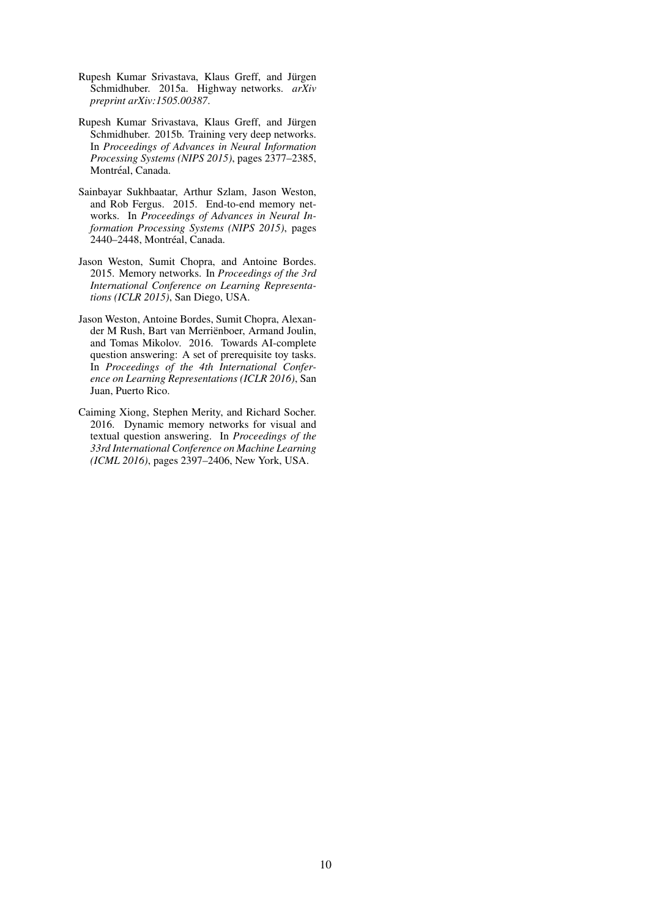Rupesh Kumar Srivastava, Klaus Greff, and Jürgen Schmidhuber. 2015a. Highway networks. *arXiv preprint arXiv:1505.00387*.

Rupesh Kumar Srivastava, Klaus Greff, and Jürgen Schmidhuber. 2015b. Training very deep networks. In *Proceedings of Advances in Neural Information Processing Systems (NIPS 2015)*, pages 2377–2385, Montréal, Canada.

Sainbayar Sukhbaatar, Arthur Szlam, Jason Weston, and Rob Fergus. 2015. End-to-end memory networks. In *Proceedings of Advances in Neural Information Processing Systems (NIPS 2015)*, pages 2440–2448, Montréal, Canada.

Jason Weston, Sumit Chopra, and Antoine Bordes. 2015. Memory networks. In *Proceedings of the 3rd International Conference on Learning Representations (ICLR 2015)*, San Diego, USA.

Jason Weston, Antoine Bordes, Sumit Chopra, Alexander M Rush, Bart van Merriënboer, Armand Joulin, and Tomas Mikolov. 2016. Towards AI-complete question answering: A set of prerequisite toy tasks. In *Proceedings of the 4th International Conference on Learning Representations (ICLR 2016)*, San Juan, Puerto Rico.

Caiming Xiong, Stephen Merity, and Richard Socher. 2016. Dynamic memory networks for visual and textual question answering. In *Proceedings of the 33rd International Conference on Machine Learning (ICML 2016)*, pages 2397–2406, New York, USA.